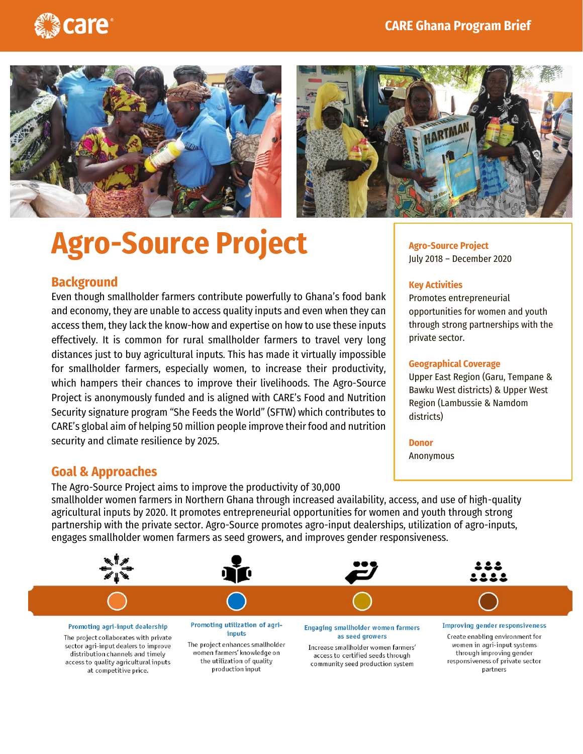# Agro-Source Project

## Background

Even though smallholder farmers contribute powerfully to Ghana's food bank and economy, they are unable to access quality inputs and even when they can access them, they lack the know-how and expertise on how to use these inputs effectively. It is common for rural smallholder farmers to travel very long distances just to buy agricultural inputs. This has made it virtually impossible for smallholder farmers, especially women, to increase their productivity, which hampers their chances to improve their livelihoods. The Agro-Source Project is anonymously funded and is aligned with CARE's Food and Nutrition Security signature program "She Feeds the World" (SFTW) which contributes to CARE's global aim of helping 50 million people improve their food and nutrition security and climate resilience by 2025.

**Agro-Source Project**
July 2018 – December 2020

**Key Activities**
Promotes entrepreneurial opportunities for women and youth through strong partnerships with the private sector.

**Geographical Coverage**
Upper East Region (Garu, Tempane & Bawku West districts) & Upper West Region (Lambussie & Namdom districts)

**Donor**
Anonymous

## Goal & Approaches

The Agro-Source Project aims to improve the productivity of 30,000 smallholder women farmers in Northern Ghana through increased availability, access, and use of high-quality agricultural inputs by 2020. It promotes entrepreneurial opportunities for women and youth through strong partnership with the private sector. Agro-Source promotes agro-input dealerships, utilization of agro-inputs, engages smallholder women farmers as seed growers, and improves gender responsiveness.

**Promoting agri-input dealership**
The project collaborates with private sector agri-input dealers to improve distribution channels and timely access to quality agricultural inputs at competitive price.

**Promoting utilization of agri-inputs**
The project enhances smallholder women farmers' knowledge on the utilization of quality production input

**Engaging smallholder women farmers as seed growers**
Increase smallholder women farmers' access to certified seeds through community seed production system

**Improving gender responsiveness**
Create enabling environment for women in agri-input systems through improving gender responsiveness of private sector partners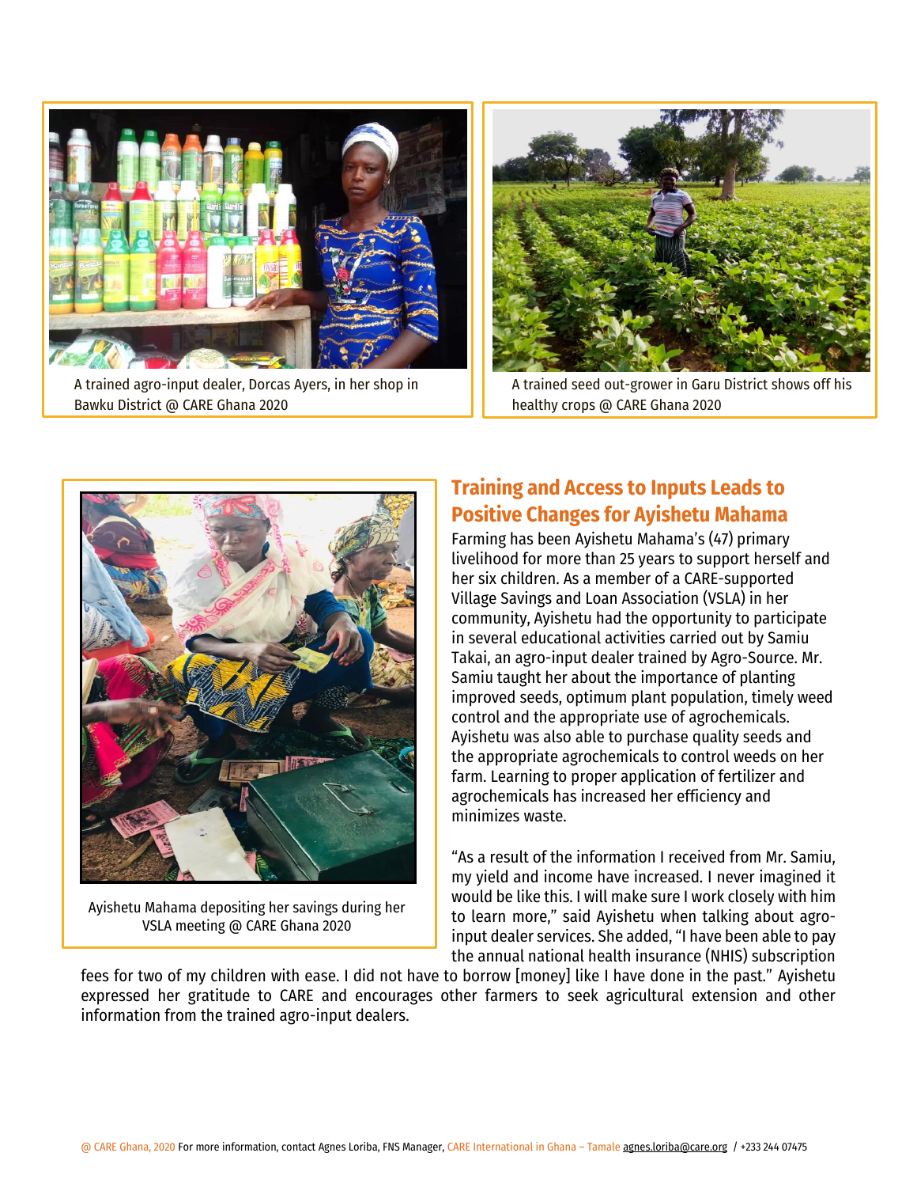A trained agro-input dealer, Dorcas Ayers, in her shop in Bawku District @ CARE Ghana 2020

A trained seed out-grower in Garu District shows off his healthy crops @ CARE Ghana 2020

Ayishetu Mahama depositing her savings during her VSLA meeting @ CARE Ghana 2020

## Training and Access to Inputs Leads to Positive Changes for Ayishetu Mahama

Farming has been Ayishetu Mahama's (47) primary livelihood for more than 25 years to support herself and her six children. As a member of a CARE-supported Village Savings and Loan Association (VSLA) in her community, Ayishetu had the opportunity to participate in several educational activities carried out by Samiu Takai, an agro-input dealer trained by Agro-Source. Mr. Samiu taught her about the importance of planting improved seeds, optimum plant population, timely weed control and the appropriate use of agrochemicals. Ayishetu was also able to purchase quality seeds and the appropriate agrochemicals to control weeds on her farm. Learning to proper application of fertilizer and agrochemicals has increased her efficiency and minimizes waste.

"As a result of the information I received from Mr. Samiu, my yield and income have increased. I never imagined it would be like this. I will make sure I work closely with him to learn more," said Ayishetu when talking about agro-input dealer services. She added, "I have been able to pay the annual national health insurance (NHIS) subscription fees for two of my children with ease. I did not have to borrow [money] like I have done in the past." Ayishetu expressed her gratitude to CARE and encourages other farmers to seek agricultural extension and other information from the trained agro-input dealers.

@ CARE Ghana, 2020 For more information, contact Agnes Loriba, FNS Manager, CARE International in Ghana – Tamale agnes.loriba@care.org / +233 244 07475